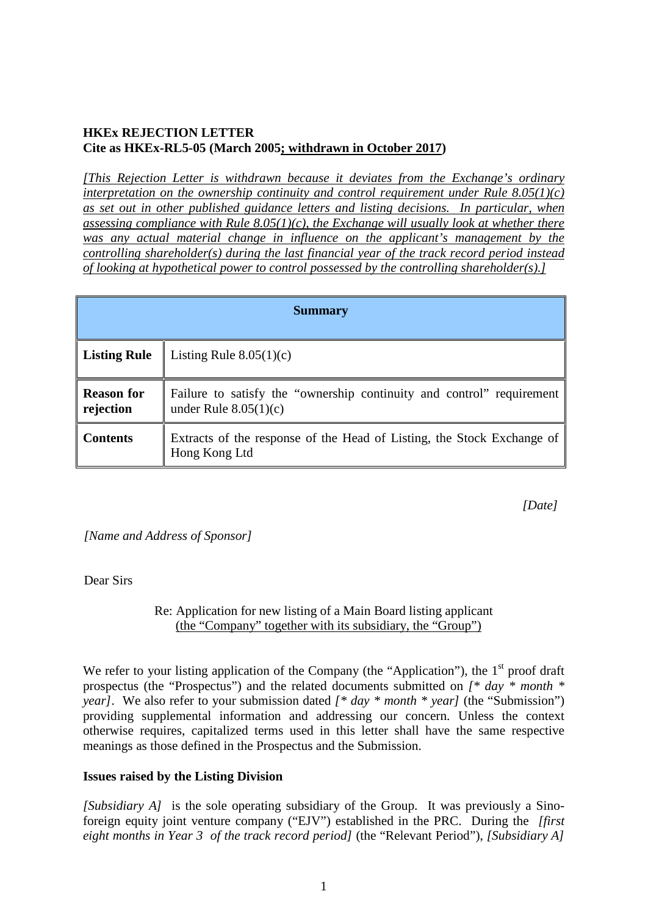**HKEx REJECTION LETTER**
**Cite as HKEx-RL5-05 (March 2005; withdrawn in October 2017)**

*[This Rejection Letter is withdrawn because it deviates from the Exchange's ordinary interpretation on the ownership continuity and control requirement under Rule 8.05(1)(c) as set out in other published guidance letters and listing decisions. In particular, when assessing compliance with Rule 8.05(1)(c), the Exchange will usually look at whether there was any actual material change in influence on the applicant's management by the controlling shareholder(s) during the last financial year of the track record period instead of looking at hypothetical power to control possessed by the controlling shareholder(s).]*

| **Summary** | |
|---|---|
| **Listing Rule** | Listing Rule 8.05(1)(c) |
| **Reason for rejection** | Failure to satisfy the "ownership continuity and control" requirement under Rule 8.05(1)(c) |
| **Contents** | Extracts of the response of the Head of Listing, the Stock Exchange of Hong Kong Ltd |

*[Date]*

*[Name and Address of Sponsor]*

Dear Sirs

Re: Application for new listing of a Main Board listing applicant
(the "Company" together with its subsidiary, the "Group")

We refer to your listing application of the Company (the "Application"), the 1st proof draft prospectus (the "Prospectus") and the related documents submitted on *[* day * month * year]*. We also refer to your submission dated *[* day * month * year]* (the "Submission") providing supplemental information and addressing our concern. Unless the context otherwise requires, capitalized terms used in this letter shall have the same respective meanings as those defined in the Prospectus and the Submission.

**Issues raised by the Listing Division**

*[Subsidiary A]* is the sole operating subsidiary of the Group. It was previously a Sino-foreign equity joint venture company ("EJV") established in the PRC. During the *[first eight months in Year 3 of the track record period]* (the "Relevant Period"), *[Subsidiary A]*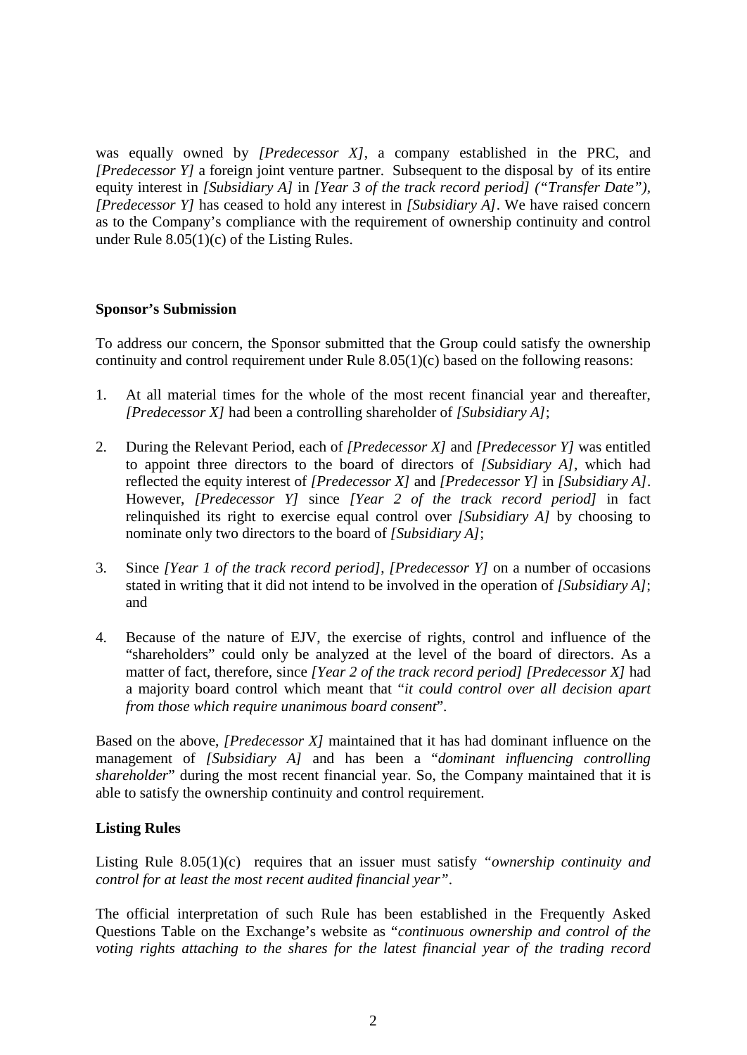was equally owned by *[Predecessor X]*, a company established in the PRC, and *[Predecessor Y]* a foreign joint venture partner. Subsequent to the disposal by of its entire equity interest in *[Subsidiary A]* in *[Year 3 of the track record period] ("Transfer Date")*, *[Predecessor Y]* has ceased to hold any interest in *[Subsidiary A]*. We have raised concern as to the Company's compliance with the requirement of ownership continuity and control under Rule 8.05(1)(c) of the Listing Rules.

**Sponsor's Submission**

To address our concern, the Sponsor submitted that the Group could satisfy the ownership continuity and control requirement under Rule 8.05(1)(c) based on the following reasons:

1. At all material times for the whole of the most recent financial year and thereafter, *[Predecessor X]* had been a controlling shareholder of *[Subsidiary A]*;

2. During the Relevant Period, each of *[Predecessor X]* and *[Predecessor Y]* was entitled to appoint three directors to the board of directors of *[Subsidiary A]*, which had reflected the equity interest of *[Predecessor X]* and *[Predecessor Y]* in *[Subsidiary A]*. However, *[Predecessor Y]* since *[Year 2 of the track record period]* in fact relinquished its right to exercise equal control over *[Subsidiary A]* by choosing to nominate only two directors to the board of *[Subsidiary A]*;

3. Since *[Year 1 of the track record period]*, *[Predecessor Y]* on a number of occasions stated in writing that it did not intend to be involved in the operation of *[Subsidiary A]*; and

4. Because of the nature of EJV, the exercise of rights, control and influence of the "shareholders" could only be analyzed at the level of the board of directors. As a matter of fact, therefore, since *[Year 2 of the track record period] [Predecessor X]* had a majority board control which meant that "*it could control over all decision apart from those which require unanimous board consent*".

Based on the above, *[Predecessor X]* maintained that it has had dominant influence on the management of *[Subsidiary A]* and has been a "*dominant influencing controlling shareholder*" during the most recent financial year. So, the Company maintained that it is able to satisfy the ownership continuity and control requirement.

**Listing Rules**

Listing Rule 8.05(1)(c) requires that an issuer must satisfy "*ownership continuity and control for at least the most recent audited financial year*".

The official interpretation of such Rule has been established in the Frequently Asked Questions Table on the Exchange's website as "*continuous ownership and control of the voting rights attaching to the shares for the latest financial year of the trading record*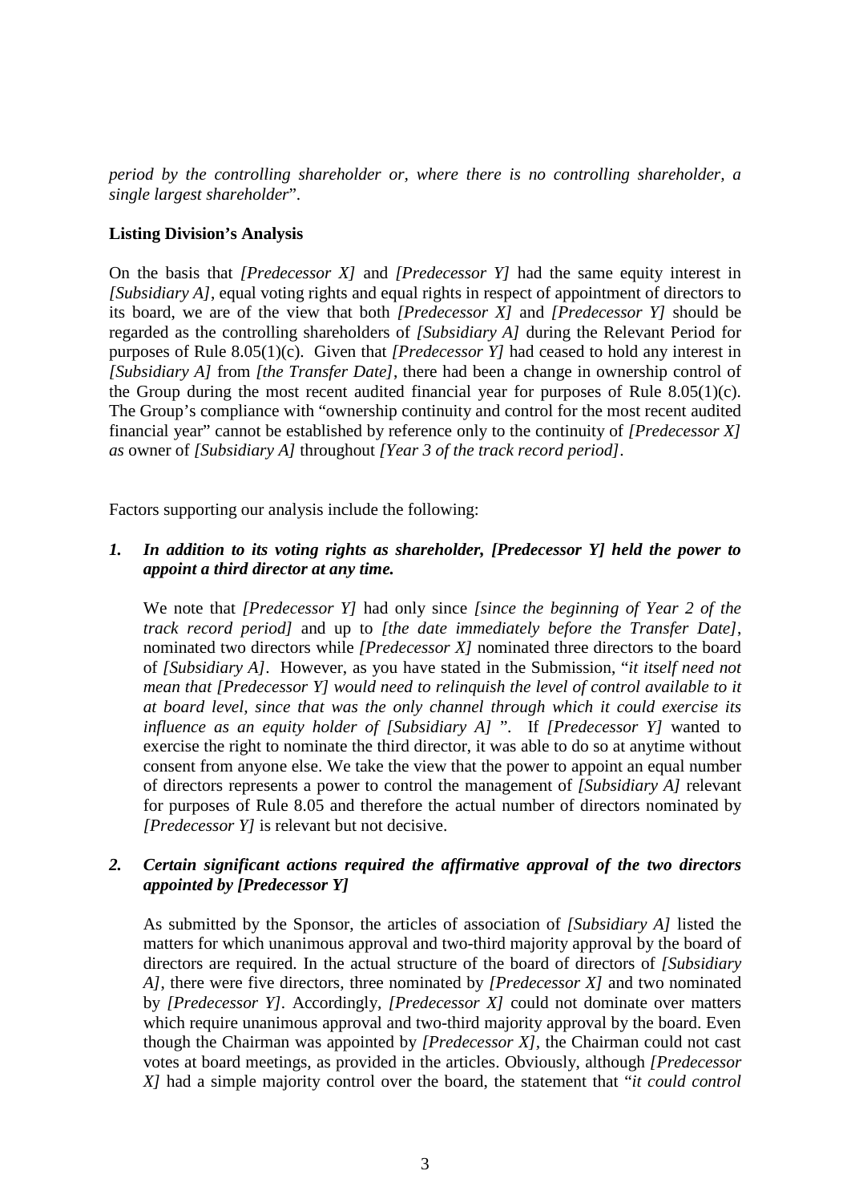*period by the controlling shareholder or, where there is no controlling shareholder, a single largest shareholder*".

**Listing Division's Analysis**

On the basis that *[Predecessor X]* and *[Predecessor Y]* had the same equity interest in *[Subsidiary A]*, equal voting rights and equal rights in respect of appointment of directors to its board, we are of the view that both *[Predecessor X]* and *[Predecessor Y]* should be regarded as the controlling shareholders of *[Subsidiary A]* during the Relevant Period for purposes of Rule 8.05(1)(c). Given that *[Predecessor Y]* had ceased to hold any interest in *[Subsidiary A]* from *[the Transfer Date]*, there had been a change in ownership control of the Group during the most recent audited financial year for purposes of Rule 8.05(1)(c). The Group's compliance with "ownership continuity and control for the most recent audited financial year" cannot be established by reference only to the continuity of *[Predecessor X] as* owner of *[Subsidiary A]* throughout *[Year 3 of the track record period]*.

Factors supporting our analysis include the following:

1. ***In addition to its voting rights as shareholder, [Predecessor Y] held the power to appoint a third director at any time.***

   We note that *[Predecessor Y]* had only since *[since the beginning of Year 2 of the track record period]* and up to *[the date immediately before the Transfer Date]*, nominated two directors while *[Predecessor X]* nominated three directors to the board of *[Subsidiary A]*. However, as you have stated in the Submission, "*it itself need not mean that [Predecessor Y] would need to relinquish the level of control available to it at board level, since that was the only channel through which it could exercise its influence as an equity holder of [Subsidiary A]* ". If *[Predecessor Y]* wanted to exercise the right to nominate the third director, it was able to do so at anytime without consent from anyone else. We take the view that the power to appoint an equal number of directors represents a power to control the management of *[Subsidiary A]* relevant for purposes of Rule 8.05 and therefore the actual number of directors nominated by *[Predecessor Y]* is relevant but not decisive.

2. ***Certain significant actions required the affirmative approval of the two directors appointed by [Predecessor Y]***

   As submitted by the Sponsor, the articles of association of *[Subsidiary A]* listed the matters for which unanimous approval and two-third majority approval by the board of directors are required. In the actual structure of the board of directors of *[Subsidiary A]*, there were five directors, three nominated by *[Predecessor X]* and two nominated by *[Predecessor Y]*. Accordingly, *[Predecessor X]* could not dominate over matters which require unanimous approval and two-third majority approval by the board. Even though the Chairman was appointed by *[Predecessor X]*, the Chairman could not cast votes at board meetings, as provided in the articles. Obviously, although *[Predecessor X]* had a simple majority control over the board, the statement that "*it could control*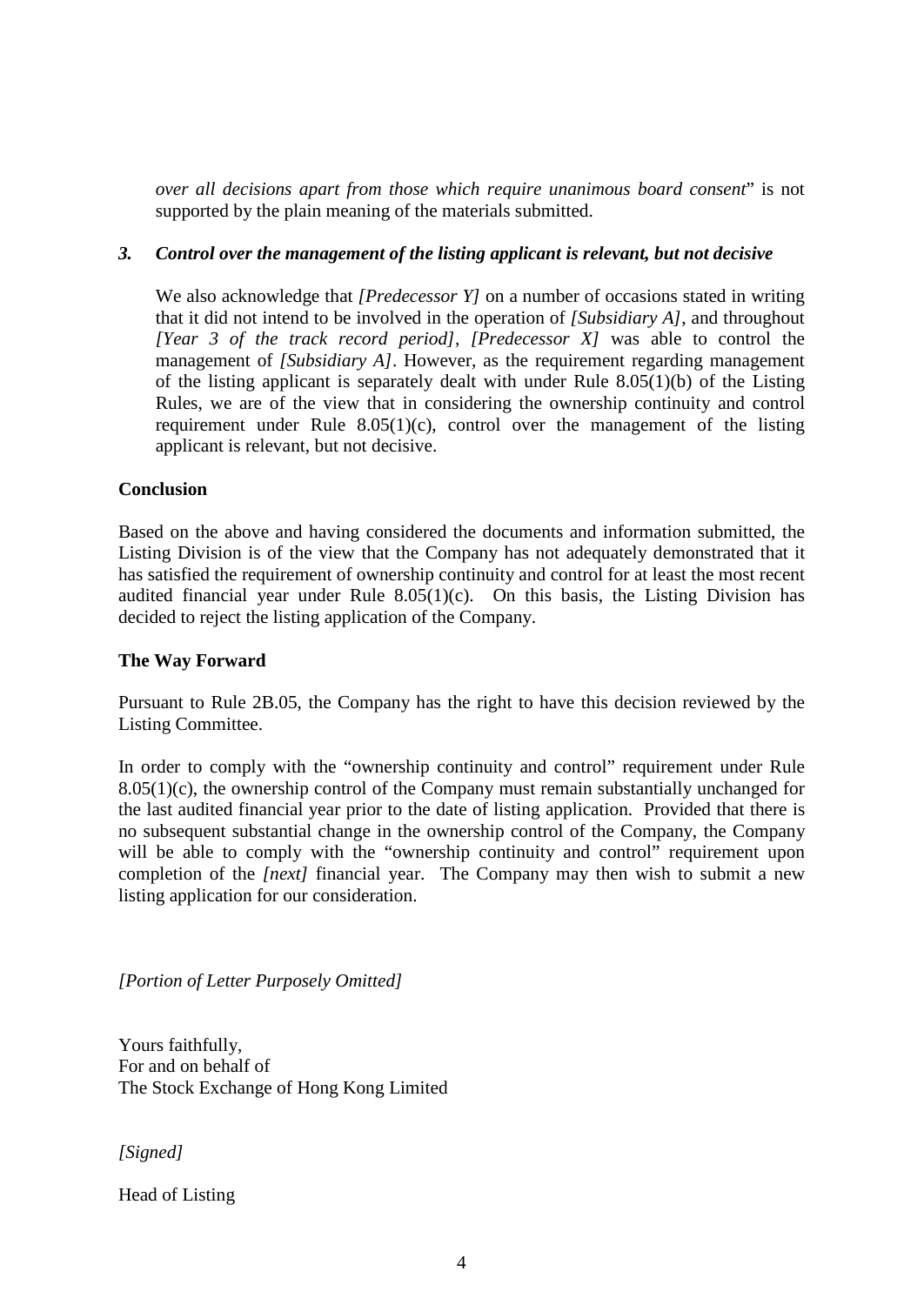*over all decisions apart from those which require unanimous board consent*" is not supported by the plain meaning of the materials submitted.

### *3. Control over the management of the listing applicant is relevant, but not decisive*

We also acknowledge that *[Predecessor Y]* on a number of occasions stated in writing that it did not intend to be involved in the operation of *[Subsidiary A]*, and throughout *[Year 3 of the track record period]*, *[Predecessor X]* was able to control the management of *[Subsidiary A]*. However, as the requirement regarding management of the listing applicant is separately dealt with under Rule 8.05(1)(b) of the Listing Rules, we are of the view that in considering the ownership continuity and control requirement under Rule 8.05(1)(c), control over the management of the listing applicant is relevant, but not decisive.

**Conclusion**

Based on the above and having considered the documents and information submitted, the Listing Division is of the view that the Company has not adequately demonstrated that it has satisfied the requirement of ownership continuity and control for at least the most recent audited financial year under Rule 8.05(1)(c). On this basis, the Listing Division has decided to reject the listing application of the Company.

**The Way Forward**

Pursuant to Rule 2B.05, the Company has the right to have this decision reviewed by the Listing Committee.

In order to comply with the "ownership continuity and control" requirement under Rule 8.05(1)(c), the ownership control of the Company must remain substantially unchanged for the last audited financial year prior to the date of listing application. Provided that there is no subsequent substantial change in the ownership control of the Company, the Company will be able to comply with the "ownership continuity and control" requirement upon completion of the *[next]* financial year. The Company may then wish to submit a new listing application for our consideration.

*[Portion of Letter Purposely Omitted]*

Yours faithfully,
For and on behalf of
The Stock Exchange of Hong Kong Limited

*[Signed]*

Head of Listing